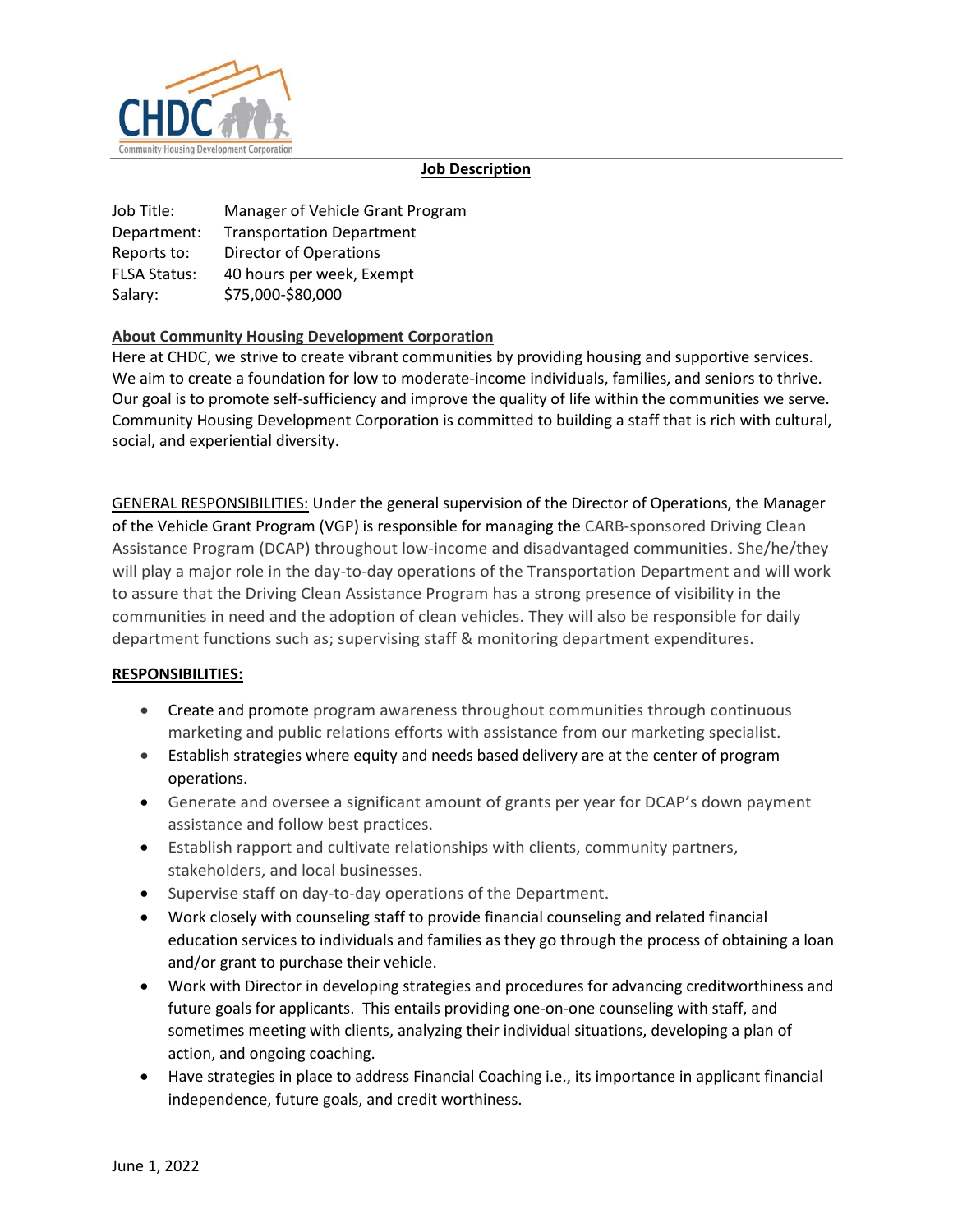# **Job Description**

Job Title: Manager of Vehicle Grant Program
Department: Transportation Department
Reports to: Director of Operations
FLSA Status: 40 hours per week, Exempt
Salary: $75,000-$80,000

## **About Community Housing Development Corporation**

Here at CHDC, we strive to create vibrant communities by providing housing and supportive services. We aim to create a foundation for low to moderate-income individuals, families, and seniors to thrive. Our goal is to promote self-sufficiency and improve the quality of life within the communities we serve. Community Housing Development Corporation is committed to building a staff that is rich with cultural, social, and experiential diversity.

GENERAL RESPONSIBILITIES: Under the general supervision of the Director of Operations, the Manager of the Vehicle Grant Program (VGP) is responsible for managing the CARB-sponsored Driving Clean Assistance Program (DCAP) throughout low-income and disadvantaged communities. She/he/they will play a major role in the day-to-day operations of the Transportation Department and will work to assure that the Driving Clean Assistance Program has a strong presence of visibility in the communities in need and the adoption of clean vehicles. They will also be responsible for daily department functions such as; supervising staff & monitoring department expenditures.

## **RESPONSIBILITIES:**

- Create and promote program awareness throughout communities through continuous marketing and public relations efforts with assistance from our marketing specialist.
- Establish strategies where equity and needs based delivery are at the center of program operations.
- Generate and oversee a significant amount of grants per year for DCAP's down payment assistance and follow best practices.
- Establish rapport and cultivate relationships with clients, community partners, stakeholders, and local businesses.
- Supervise staff on day-to-day operations of the Department.
- Work closely with counseling staff to provide financial counseling and related financial education services to individuals and families as they go through the process of obtaining a loan and/or grant to purchase their vehicle.
- Work with Director in developing strategies and procedures for advancing creditworthiness and future goals for applicants. This entails providing one-on-one counseling with staff, and sometimes meeting with clients, analyzing their individual situations, developing a plan of action, and ongoing coaching.
- Have strategies in place to address Financial Coaching i.e., its importance in applicant financial independence, future goals, and credit worthiness.

June 1, 2022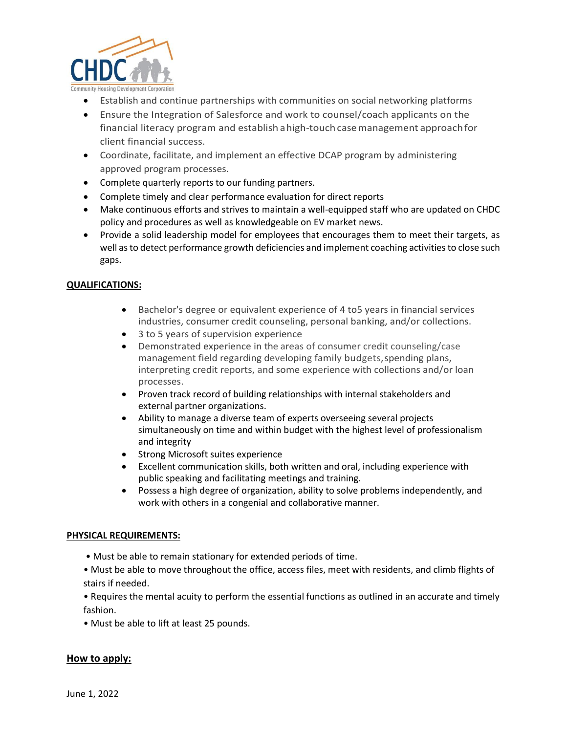- Establish and continue partnerships with communities on social networking platforms
- Ensure the Integration of Salesforce and work to counsel/coach applicants on the financial literacy program and establish a high-touch case management approach for client financial success.
- Coordinate, facilitate, and implement an effective DCAP program by administering approved program processes.
- Complete quarterly reports to our funding partners.
- Complete timely and clear performance evaluation for direct reports
- Make continuous efforts and strives to maintain a well-equipped staff who are updated on CHDC policy and procedures as well as knowledgeable on EV market news.
- Provide a solid leadership model for employees that encourages them to meet their targets, as well as to detect performance growth deficiencies and implement coaching activities to close such gaps.

**QUALIFICATIONS:**

- Bachelor's degree or equivalent experience of 4 to5 years in financial services industries, consumer credit counseling, personal banking, and/or collections.
- 3 to 5 years of supervision experience
- Demonstrated experience in the areas of consumer credit counseling/case management field regarding developing family budgets, spending plans, interpreting credit reports, and some experience with collections and/or loan processes.
- Proven track record of building relationships with internal stakeholders and external partner organizations.
- Ability to manage a diverse team of experts overseeing several projects simultaneously on time and within budget with the highest level of professionalism and integrity
- Strong Microsoft suites experience
- Excellent communication skills, both written and oral, including experience with public speaking and facilitating meetings and training.
- Possess a high degree of organization, ability to solve problems independently, and work with others in a congenial and collaborative manner.

**PHYSICAL REQUIREMENTS:**

- Must be able to remain stationary for extended periods of time.
- Must be able to move throughout the office, access files, meet with residents, and climb flights of stairs if needed.
- Requires the mental acuity to perform the essential functions as outlined in an accurate and timely fashion.
- Must be able to lift at least 25 pounds.

## How to apply:

June 1, 2022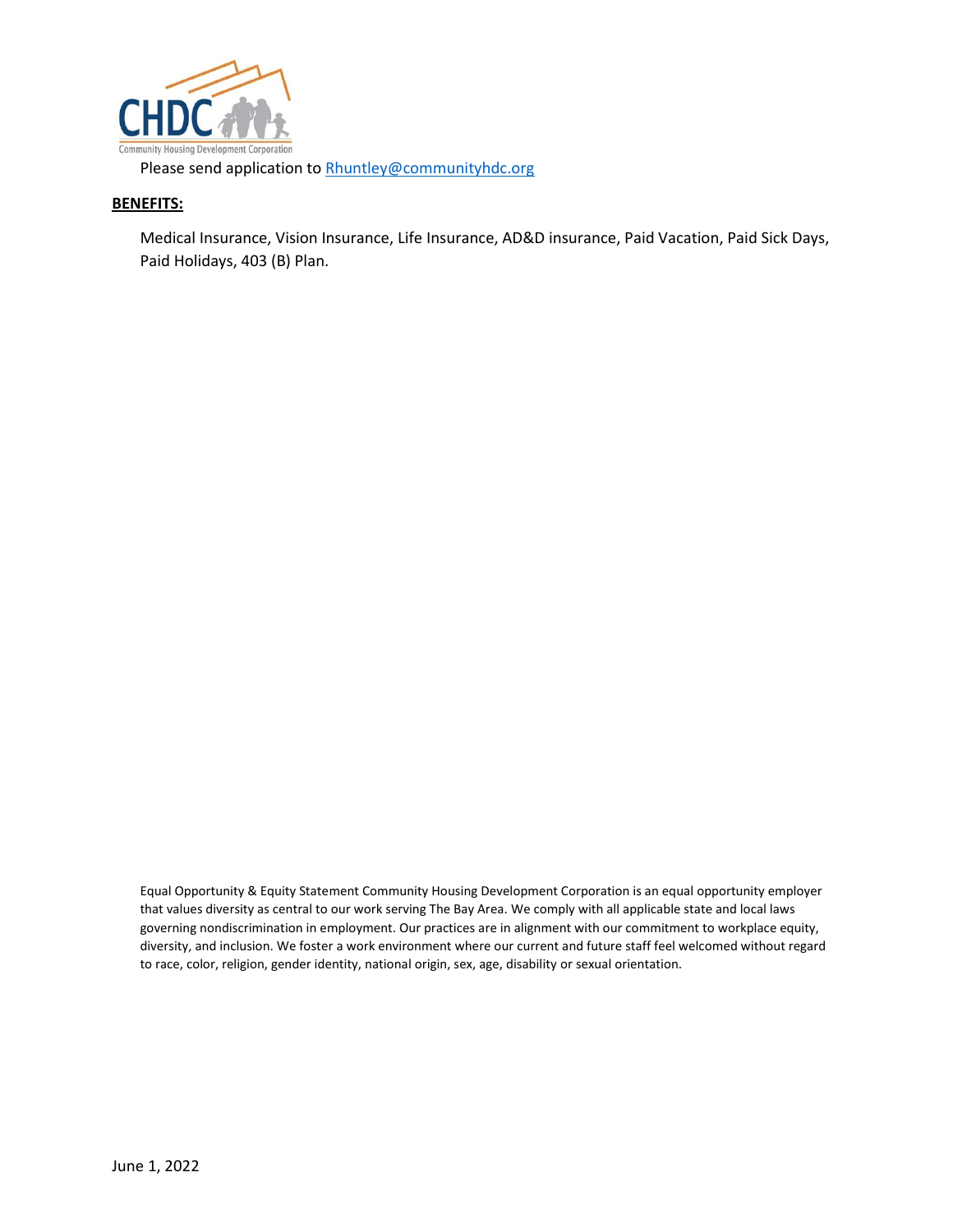Please send application to Rhuntley@communityhdc.org

**BENEFITS:**

Medical Insurance, Vision Insurance, Life Insurance, AD&D insurance, Paid Vacation, Paid Sick Days, Paid Holidays, 403 (B) Plan.

Equal Opportunity & Equity Statement Community Housing Development Corporation is an equal opportunity employer that values diversity as central to our work serving The Bay Area. We comply with all applicable state and local laws governing nondiscrimination in employment. Our practices are in alignment with our commitment to workplace equity, diversity, and inclusion. We foster a work environment where our current and future staff feel welcomed without regard to race, color, religion, gender identity, national origin, sex, age, disability or sexual orientation.

June 1, 2022